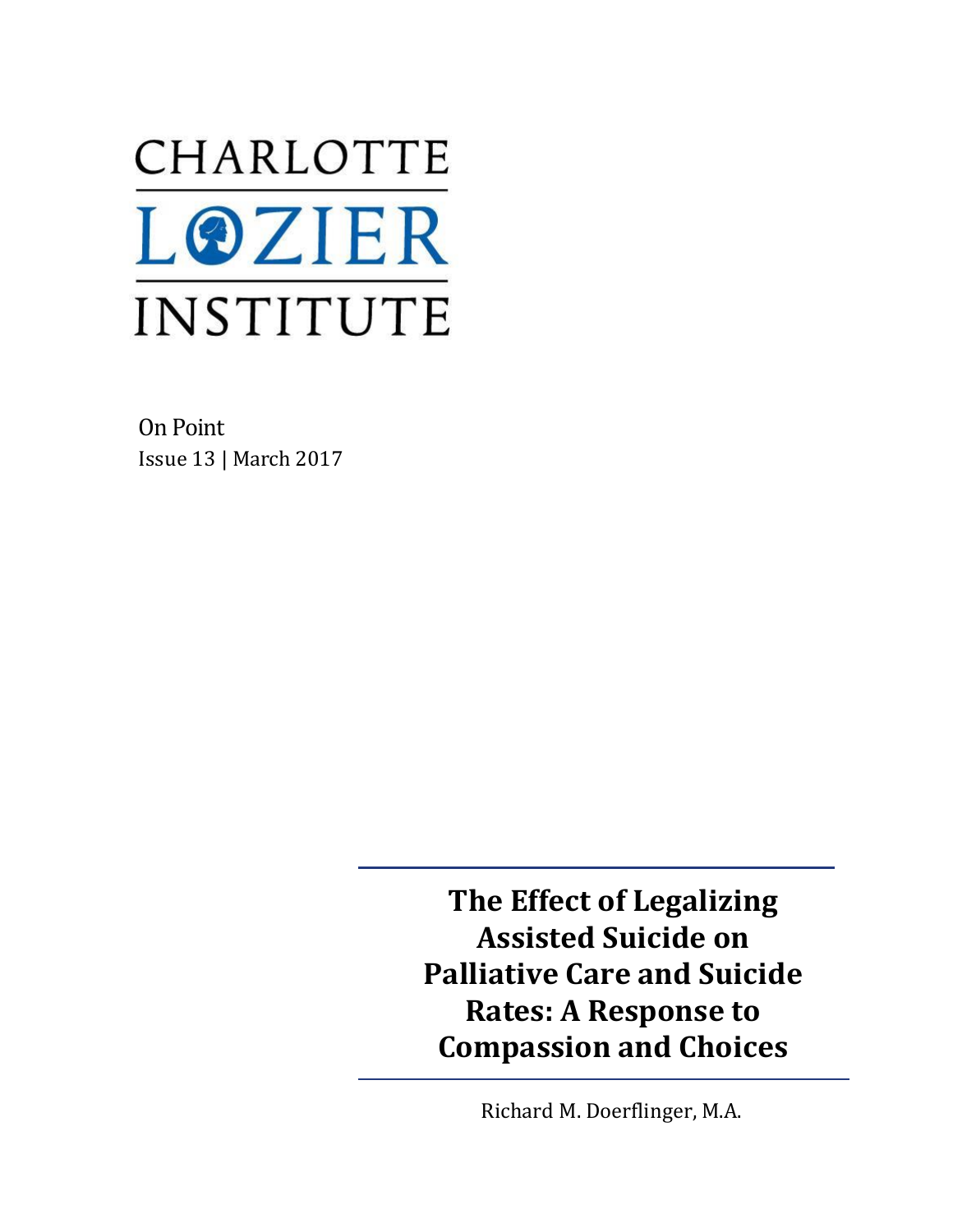CHARLOTTE LOZIER INSTITUTE

On Point
Issue 13 | March 2017

# The Effect of Legalizing Assisted Suicide on Palliative Care and Suicide Rates: A Response to Compassion and Choices

Richard M. Doerflinger, M.A.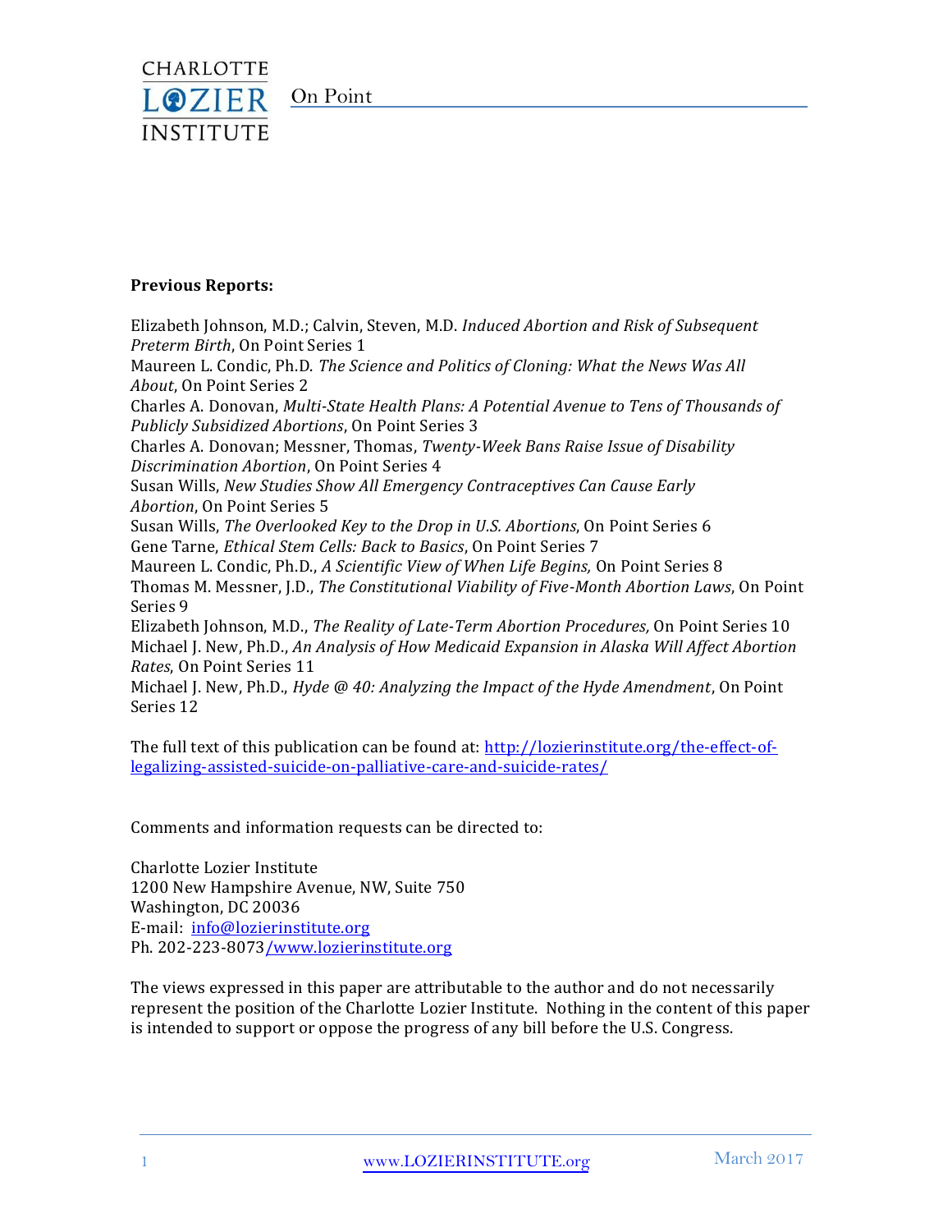**Previous Reports:**

Elizabeth Johnson, M.D.; Calvin, Steven, M.D. *Induced Abortion and Risk of Subsequent Preterm Birth*, On Point Series 1
Maureen L. Condic, Ph.D. *The Science and Politics of Cloning: What the News Was All About*, On Point Series 2
Charles A. Donovan, *Multi-State Health Plans: A Potential Avenue to Tens of Thousands of Publicly Subsidized Abortions*, On Point Series 3
Charles A. Donovan; Messner, Thomas, *Twenty-Week Bans Raise Issue of Disability Discrimination Abortion*, On Point Series 4
Susan Wills, *New Studies Show All Emergency Contraceptives Can Cause Early Abortion*, On Point Series 5
Susan Wills, *The Overlooked Key to the Drop in U.S. Abortions*, On Point Series 6
Gene Tarne, *Ethical Stem Cells: Back to Basics*, On Point Series 7
Maureen L. Condic, Ph.D., *A Scientific View of When Life Begins,* On Point Series 8
Thomas M. Messner, J.D., *The Constitutional Viability of Five-Month Abortion Laws*, On Point Series 9
Elizabeth Johnson, M.D., *The Reality of Late-Term Abortion Procedures,* On Point Series 10
Michael J. New, Ph.D., *An Analysis of How Medicaid Expansion in Alaska Will Affect Abortion Rates*, On Point Series 11
Michael J. New, Ph.D., *Hyde @ 40: Analyzing the Impact of the Hyde Amendment*, On Point Series 12

The full text of this publication can be found at: [http://lozierinstitute.org/the-effect-of-legalizing-assisted-suicide-on-palliative-care-and-suicide-rates/](http://lozierinstitute.org/the-effect-of-legalizing-assisted-suicide-on-palliative-care-and-suicide-rates/)

Comments and information requests can be directed to:

Charlotte Lozier Institute
1200 New Hampshire Avenue, NW, Suite 750
Washington, DC 20036
E-mail: [info@lozierinstitute.org](mailto:info@lozierinstitute.org)
Ph. 202-223-8073/[www.lozierinstitute.org](http://www.lozierinstitute.org)

The views expressed in this paper are attributable to the author and do not necessarily represent the position of the Charlotte Lozier Institute. Nothing in the content of this paper is intended to support or oppose the progress of any bill before the U.S. Congress.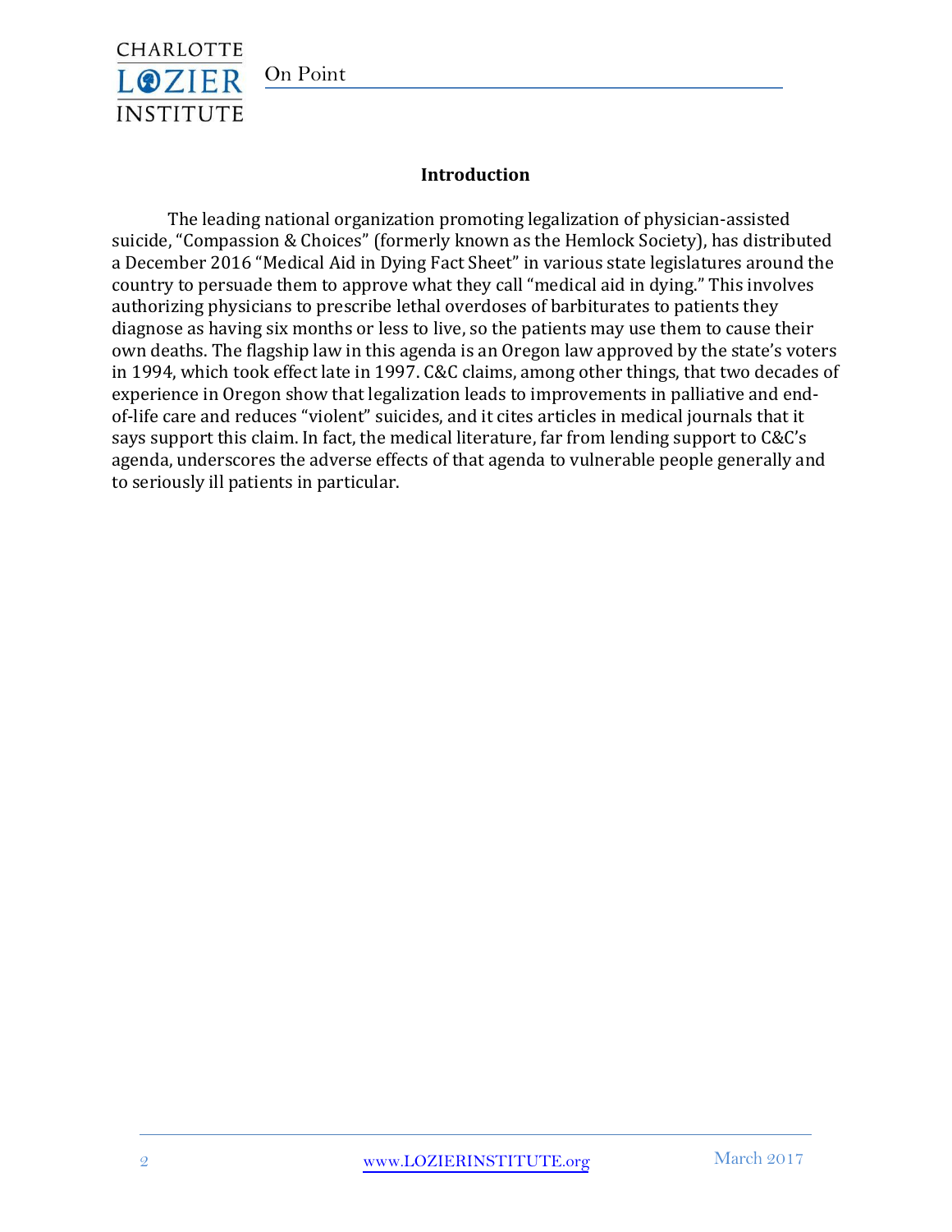## Introduction

The leading national organization promoting legalization of physician-assisted suicide, "Compassion & Choices" (formerly known as the Hemlock Society), has distributed a December 2016 "Medical Aid in Dying Fact Sheet" in various state legislatures around the country to persuade them to approve what they call "medical aid in dying." This involves authorizing physicians to prescribe lethal overdoses of barbiturates to patients they diagnose as having six months or less to live, so the patients may use them to cause their own deaths. The flagship law in this agenda is an Oregon law approved by the state's voters in 1994, which took effect late in 1997. C&C claims, among other things, that two decades of experience in Oregon show that legalization leads to improvements in palliative and end-of-life care and reduces "violent" suicides, and it cites articles in medical journals that it says support this claim. In fact, the medical literature, far from lending support to C&C's agenda, underscores the adverse effects of that agenda to vulnerable people generally and to seriously ill patients in particular.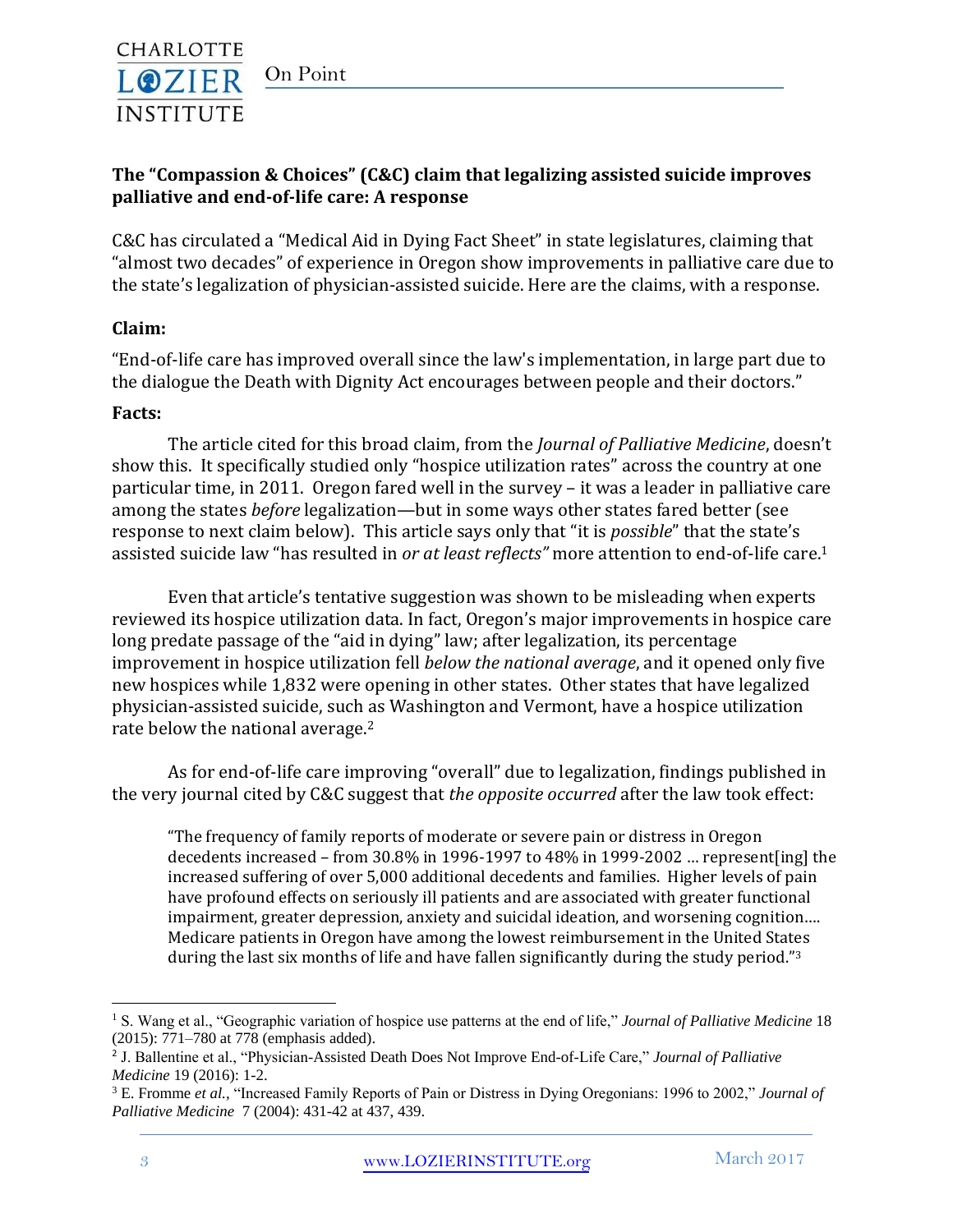**The "Compassion & Choices" (C&C) claim that legalizing assisted suicide improves palliative and end-of-life care: A response**

C&C has circulated a "Medical Aid in Dying Fact Sheet" in state legislatures, claiming that "almost two decades" of experience in Oregon show improvements in palliative care due to the state's legalization of physician-assisted suicide. Here are the claims, with a response.

**Claim:**

"End-of-life care has improved overall since the law's implementation, in large part due to the dialogue the Death with Dignity Act encourages between people and their doctors."

**Facts:**

The article cited for this broad claim, from the *Journal of Palliative Medicine*, doesn't show this. It specifically studied only "hospice utilization rates" across the country at one particular time, in 2011. Oregon fared well in the survey – it was a leader in palliative care among the states *before* legalization—but in some ways other states fared better (see response to next claim below). This article says only that "it is *possible*" that the state's assisted suicide law "has resulted in *or at least reflects"* more attention to end-of-life care.[1]

Even that article's tentative suggestion was shown to be misleading when experts reviewed its hospice utilization data. In fact, Oregon's major improvements in hospice care long predate passage of the "aid in dying" law; after legalization, its percentage improvement in hospice utilization fell *below the national average*, and it opened only five new hospices while 1,832 were opening in other states. Other states that have legalized physician-assisted suicide, such as Washington and Vermont, have a hospice utilization rate below the national average.[2]

As for end-of-life care improving "overall" due to legalization, findings published in the very journal cited by C&C suggest that *the opposite occurred* after the law took effect:

> "The frequency of family reports of moderate or severe pain or distress in Oregon decedents increased – from 30.8% in 1996-1997 to 48% in 1999-2002 ... represent[ing] the increased suffering of over 5,000 additional decedents and families. Higher levels of pain have profound effects on seriously ill patients and are associated with greater functional impairment, greater depression, anxiety and suicidal ideation, and worsening cognition.... Medicare patients in Oregon have among the lowest reimbursement in the United States during the last six months of life and have fallen significantly during the study period."[3]

---

[1] S. Wang et al., "Geographic variation of hospice use patterns at the end of life," *Journal of Palliative Medicine* 18 (2015): 771–780 at 778 (emphasis added).

[2] J. Ballentine et al., "Physician-Assisted Death Does Not Improve End-of-Life Care," *Journal of Palliative Medicine* 19 (2016): 1-2.

[3] E. Fromme *et al.*, "Increased Family Reports of Pain or Distress in Dying Oregonians: 1996 to 2002," *Journal of Palliative Medicine* 7 (2004): 431-42 at 437, 439.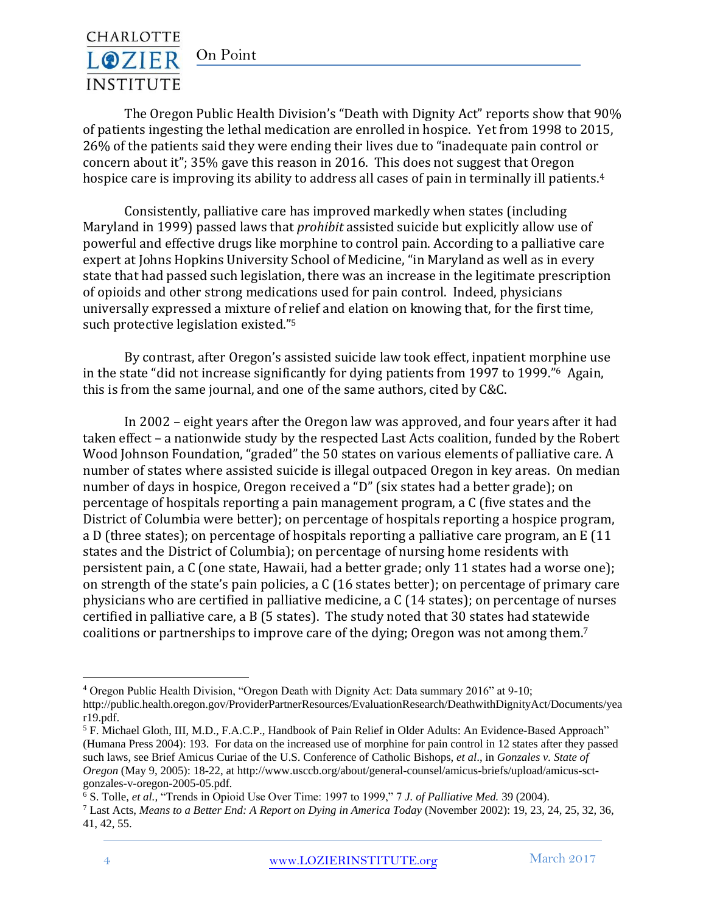The Oregon Public Health Division's "Death with Dignity Act" reports show that 90% of patients ingesting the lethal medication are enrolled in hospice. Yet from 1998 to 2015, 26% of the patients said they were ending their lives due to "inadequate pain control or concern about it"; 35% gave this reason in 2016. This does not suggest that Oregon hospice care is improving its ability to address all cases of pain in terminally ill patients.[4]

Consistently, palliative care has improved markedly when states (including Maryland in 1999) passed laws that *prohibit* assisted suicide but explicitly allow use of powerful and effective drugs like morphine to control pain. According to a palliative care expert at Johns Hopkins University School of Medicine, "in Maryland as well as in every state that had passed such legislation, there was an increase in the legitimate prescription of opioids and other strong medications used for pain control. Indeed, physicians universally expressed a mixture of relief and elation on knowing that, for the first time, such protective legislation existed."[5]

By contrast, after Oregon's assisted suicide law took effect, inpatient morphine use in the state "did not increase significantly for dying patients from 1997 to 1999."[6] Again, this is from the same journal, and one of the same authors, cited by C&C.

In 2002 – eight years after the Oregon law was approved, and four years after it had taken effect – a nationwide study by the respected Last Acts coalition, funded by the Robert Wood Johnson Foundation, "graded" the 50 states on various elements of palliative care. A number of states where assisted suicide is illegal outpaced Oregon in key areas. On median number of days in hospice, Oregon received a "D" (six states had a better grade); on percentage of hospitals reporting a pain management program, a C (five states and the District of Columbia were better); on percentage of hospitals reporting a hospice program, a D (three states); on percentage of hospitals reporting a palliative care program, an E (11 states and the District of Columbia); on percentage of nursing home residents with persistent pain, a C (one state, Hawaii, had a better grade; only 11 states had a worse one); on strength of the state's pain policies, a C (16 states better); on percentage of primary care physicians who are certified in palliative medicine, a C (14 states); on percentage of nurses certified in palliative care, a B (5 states). The study noted that 30 states had statewide coalitions or partnerships to improve care of the dying; Oregon was not among them.[7]

---

[4] Oregon Public Health Division, "Oregon Death with Dignity Act: Data summary 2016" at 9-10; http://public.health.oregon.gov/ProviderPartnerResources/EvaluationResearch/DeathwithDignityAct/Documents/year19.pdf.

[5] F. Michael Gloth, III, M.D., F.A.C.P., Handbook of Pain Relief in Older Adults: An Evidence-Based Approach" (Humana Press 2004): 193. For data on the increased use of morphine for pain control in 12 states after they passed such laws, see Brief Amicus Curiae of the U.S. Conference of Catholic Bishops, *et al*., in *Gonzales v. State of Oregon* (May 9, 2005): 18-22, at http://www.usccb.org/about/general-counsel/amicus-briefs/upload/amicus-sct-gonzales-v-oregon-2005-05.pdf.

[6] S. Tolle, *et al.*, "Trends in Opioid Use Over Time: 1997 to 1999," 7 *J. of Palliative Med.* 39 (2004).

[7] Last Acts, *Means to a Better End: A Report on Dying in America Today* (November 2002): 19, 23, 24, 25, 32, 36, 41, 42, 55.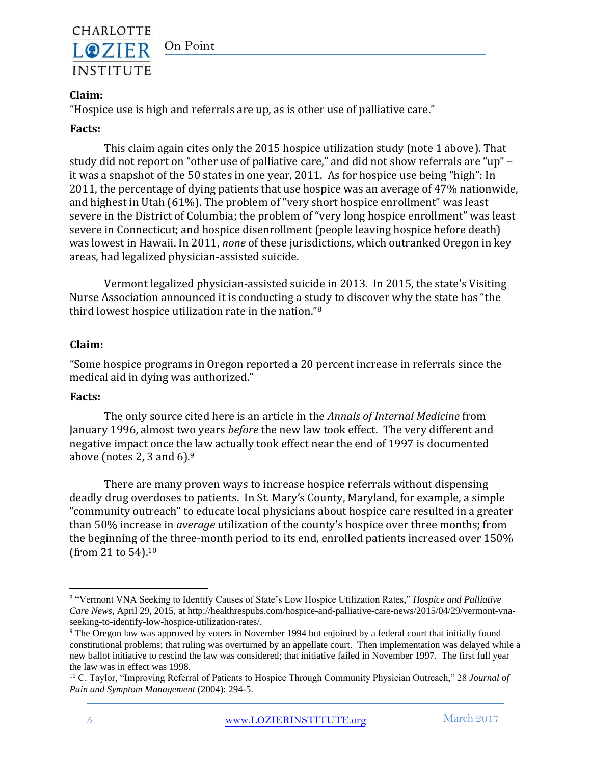**Claim:**

"Hospice use is high and referrals are up, as is other use of palliative care."

**Facts:**

This claim again cites only the 2015 hospice utilization study (note 1 above). That study did not report on "other use of palliative care," and did not show referrals are "up" – it was a snapshot of the 50 states in one year, 2011. As for hospice use being "high": In 2011, the percentage of dying patients that use hospice was an average of 47% nationwide, and highest in Utah (61%). The problem of "very short hospice enrollment" was least severe in the District of Columbia; the problem of "very long hospice enrollment" was least severe in Connecticut; and hospice disenrollment (people leaving hospice before death) was lowest in Hawaii. In 2011, *none* of these jurisdictions, which outranked Oregon in key areas, had legalized physician-assisted suicide.

Vermont legalized physician-assisted suicide in 2013. In 2015, the state's Visiting Nurse Association announced it is conducting a study to discover why the state has "the third lowest hospice utilization rate in the nation."[8]

**Claim:**

"Some hospice programs in Oregon reported a 20 percent increase in referrals since the medical aid in dying was authorized."

**Facts:**

The only source cited here is an article in the *Annals of Internal Medicine* from January 1996, almost two years *before* the new law took effect. The very different and negative impact once the law actually took effect near the end of 1997 is documented above (notes 2, 3 and 6).[9]

There are many proven ways to increase hospice referrals without dispensing deadly drug overdoses to patients. In St. Mary's County, Maryland, for example, a simple "community outreach" to educate local physicians about hospice care resulted in a greater than 50% increase in *average* utilization of the county's hospice over three months; from the beginning of the three-month period to its end, enrolled patients increased over 150% (from 21 to 54).[10]

---

[8] "Vermont VNA Seeking to Identify Causes of State's Low Hospice Utilization Rates," *Hospice and Palliative Care News*, April 29, 2015, at http://healthrespubs.com/hospice-and-palliative-care-news/2015/04/29/vermont-vna-seeking-to-identify-low-hospice-utilization-rates/.

[9] The Oregon law was approved by voters in November 1994 but enjoined by a federal court that initially found constitutional problems; that ruling was overturned by an appellate court. Then implementation was delayed while a new ballot initiative to rescind the law was considered; that initiative failed in November 1997. The first full year the law was in effect was 1998.

[10] C. Taylor, "Improving Referral of Patients to Hospice Through Community Physician Outreach," 28 *Journal of Pain and Symptom Management* (2004): 294-5.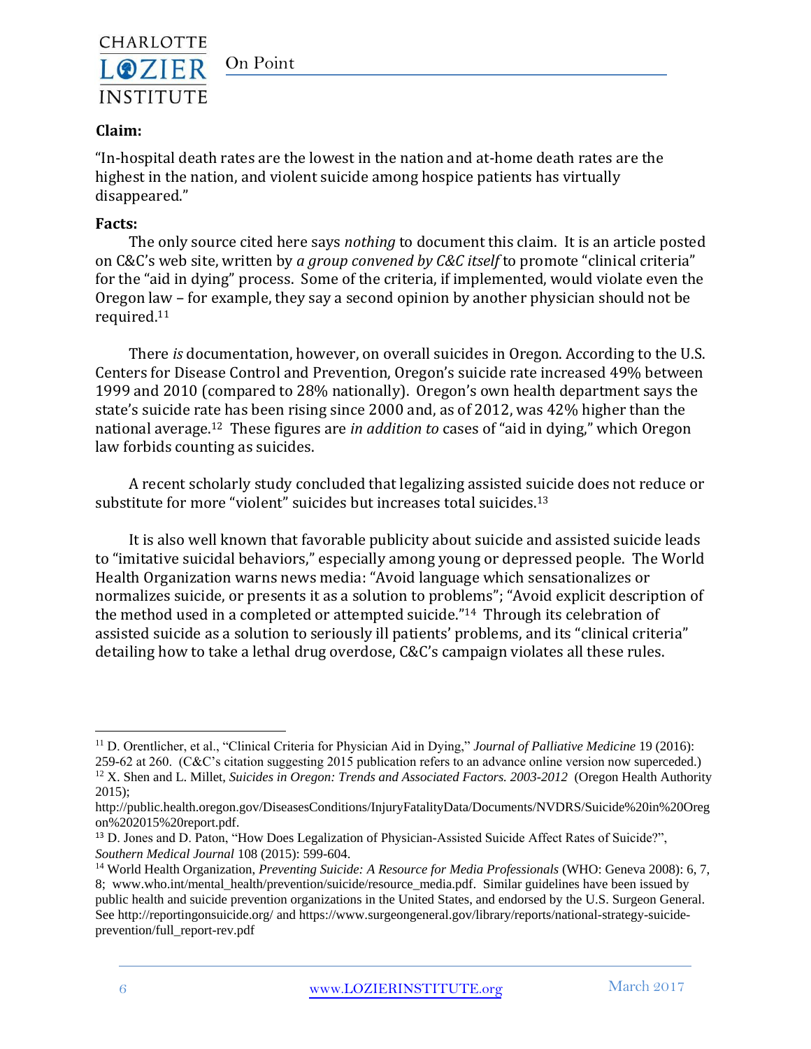**Claim:**

"In-hospital death rates are the lowest in the nation and at-home death rates are the highest in the nation, and violent suicide among hospice patients has virtually disappeared."

**Facts:**

The only source cited here says *nothing* to document this claim. It is an article posted on C&C's web site, written by *a group convened by C&C itself* to promote "clinical criteria" for the "aid in dying" process. Some of the criteria, if implemented, would violate even the Oregon law – for example, they say a second opinion by another physician should not be required.[11]

There *is* documentation, however, on overall suicides in Oregon. According to the U.S. Centers for Disease Control and Prevention, Oregon's suicide rate increased 49% between 1999 and 2010 (compared to 28% nationally). Oregon's own health department says the state's suicide rate has been rising since 2000 and, as of 2012, was 42% higher than the national average.[12] These figures are *in addition to* cases of "aid in dying," which Oregon law forbids counting as suicides.

A recent scholarly study concluded that legalizing assisted suicide does not reduce or substitute for more "violent" suicides but increases total suicides.[13]

It is also well known that favorable publicity about suicide and assisted suicide leads to "imitative suicidal behaviors," especially among young or depressed people. The World Health Organization warns news media: "Avoid language which sensationalizes or normalizes suicide, or presents it as a solution to problems"; "Avoid explicit description of the method used in a completed or attempted suicide."[14] Through its celebration of assisted suicide as a solution to seriously ill patients' problems, and its "clinical criteria" detailing how to take a lethal drug overdose, C&C's campaign violates all these rules.

---

[11] D. Orentlicher, et al., "Clinical Criteria for Physician Aid in Dying," *Journal of Palliative Medicine* 19 (2016): 259-62 at 260. (C&C's citation suggesting 2015 publication refers to an advance online version now superceded.)

[12] X. Shen and L. Millet, *Suicides in Oregon: Trends and Associated Factors. 2003-2012* (Oregon Health Authority 2015); http://public.health.oregon.gov/DiseasesConditions/InjuryFatalityData/Documents/NVDRS/Suicide%20in%20Oregon%202015%20report.pdf.

[13] D. Jones and D. Paton, "How Does Legalization of Physician-Assisted Suicide Affect Rates of Suicide?", *Southern Medical Journal* 108 (2015): 599-604.

[14] World Health Organization, *Preventing Suicide: A Resource for Media Professionals* (WHO: Geneva 2008): 6, 7, 8; www.who.int/mental_health/prevention/suicide/resource_media.pdf. Similar guidelines have been issued by public health and suicide prevention organizations in the United States, and endorsed by the U.S. Surgeon General. See http://reportingonsuicide.org/ and https://www.surgeongeneral.gov/library/reports/national-strategy-suicide-prevention/full_report-rev.pdf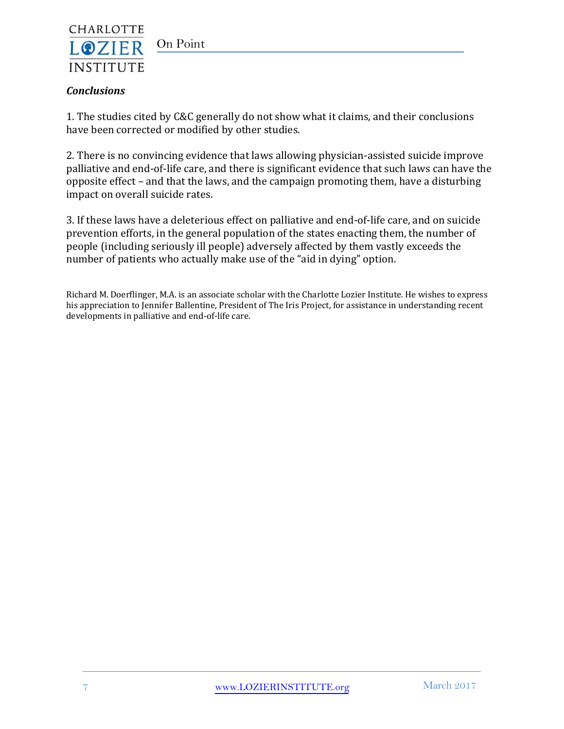***Conclusions***

1. The studies cited by C&C generally do not show what it claims, and their conclusions have been corrected or modified by other studies.

2. There is no convincing evidence that laws allowing physician-assisted suicide improve palliative and end-of-life care, and there is significant evidence that such laws can have the opposite effect – and that the laws, and the campaign promoting them, have a disturbing impact on overall suicide rates.

3. If these laws have a deleterious effect on palliative and end-of-life care, and on suicide prevention efforts, in the general population of the states enacting them, the number of people (including seriously ill people) adversely affected by them vastly exceeds the number of patients who actually make use of the "aid in dying" option.

Richard M. Doerflinger, M.A. is an associate scholar with the Charlotte Lozier Institute. He wishes to express his appreciation to Jennifer Ballentine, President of The Iris Project, for assistance in understanding recent developments in palliative and end-of-life care.